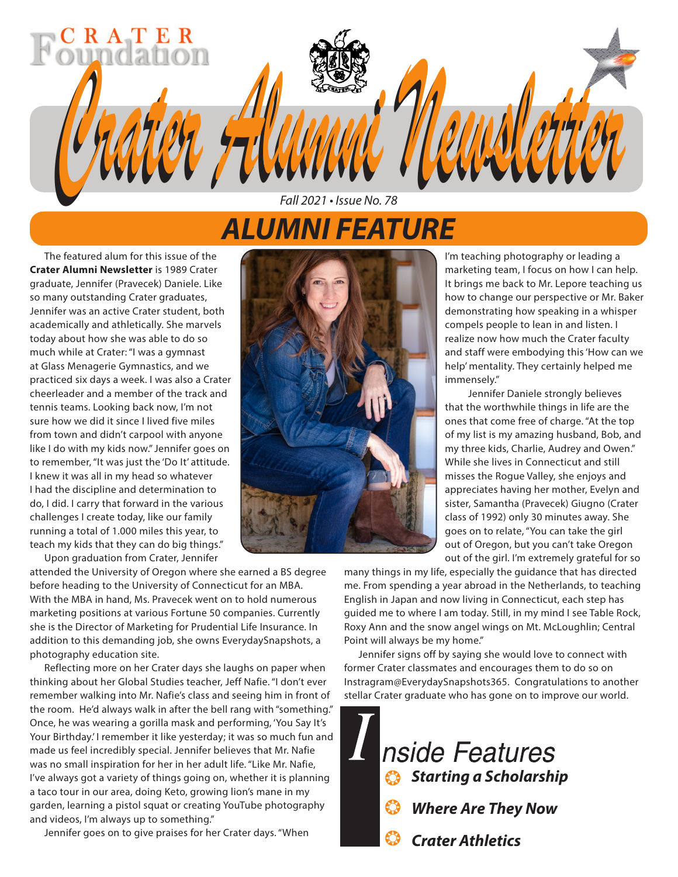# Crater Foundation

# Crater Alumni Newsletter

*Fall 2021 • Issue No. 78*

## ALUMNI FEATURE

The featured alum for this issue of the **Crater Alumni Newsletter** is 1989 Crater graduate, Jennifer (Pravecek) Daniele. Like so many outstanding Crater graduates, Jennifer was an active Crater student, both academically and athletically. She marvels today about how she was able to do so much while at Crater: "I was a gymnast at Glass Menagerie Gymnastics, and we practiced six days a week. I was also a Crater cheerleader and a member of the track and tennis teams. Looking back now, I'm not sure how we did it since I lived five miles from town and didn't carpool with anyone like I do with my kids now." Jennifer goes on to remember, "It was just the 'Do It' attitude. I knew it was all in my head so whatever I had the discipline and determination to do, I did. I carry that forward in the various challenges I create today, like our family running a total of 1.000 miles this year, to teach my kids that they can do big things."

Upon graduation from Crater, Jennifer attended the University of Oregon where she earned a BS degree before heading to the University of Connecticut for an MBA. With the MBA in hand, Ms. Pravecek went on to hold numerous marketing positions at various Fortune 50 companies. Currently she is the Director of Marketing for Prudential Life Insurance. In addition to this demanding job, she owns EverydaySnapshots, a photography education site.

Reflecting more on her Crater days she laughs on paper when thinking about her Global Studies teacher, Jeff Nafie. "I don't ever remember walking into Mr. Nafie's class and seeing him in front of the room. He'd always walk in after the bell rang with "something." Once, he was wearing a gorilla mask and performing, 'You Say It's Your Birthday.' I remember it like yesterday; it was so much fun and made us feel incredibly special. Jennifer believes that Mr. Nafie was no small inspiration for her in her adult life. "Like Mr. Nafie, I've always got a variety of things going on, whether it is planning a taco tour in our area, doing Keto, growing lion's mane in my garden, learning a pistol squat or creating YouTube photography and videos, I'm always up to something."

Jennifer goes on to give praises for her Crater days. "When I'm teaching photography or leading a marketing team, I focus on how I can help. It brings me back to Mr. Lepore teaching us how to change our perspective or Mr. Baker demonstrating how speaking in a whisper compels people to lean in and listen. I realize now how much the Crater faculty and staff were embodying this 'How can we help' mentality. They certainly helped me immensely."

Jennifer Daniele strongly believes that the worthwhile things in life are the ones that come free of charge. "At the top of my list is my amazing husband, Bob, and my three kids, Charlie, Audrey and Owen." While she lives in Connecticut and still misses the Rogue Valley, she enjoys and appreciates having her mother, Evelyn and sister, Samantha (Pravecek) Giugno (Crater class of 1992) only 30 minutes away. She goes on to relate, "You can take the girl out of Oregon, but you can't take Oregon out of the girl. I'm extremely grateful for so many things in my life, especially the guidance that has directed me. From spending a year abroad in the Netherlands, to teaching English in Japan and now living in Connecticut, each step has guided me to where I am today. Still, in my mind I see Table Rock, Roxy Ann and the snow angel wings on Mt. McLoughlin; Central Point will always be my home."

Jennifer signs off by saying she would love to connect with former Crater classmates and encourages them to do so on Instragram@EverydaySnapshots365. Congratulations to another stellar Crater graduate who has gone on to improve our world.

## Inside Features

- ***Starting a Scholarship***
- ***Where Are They Now***
- ***Crater Athletics***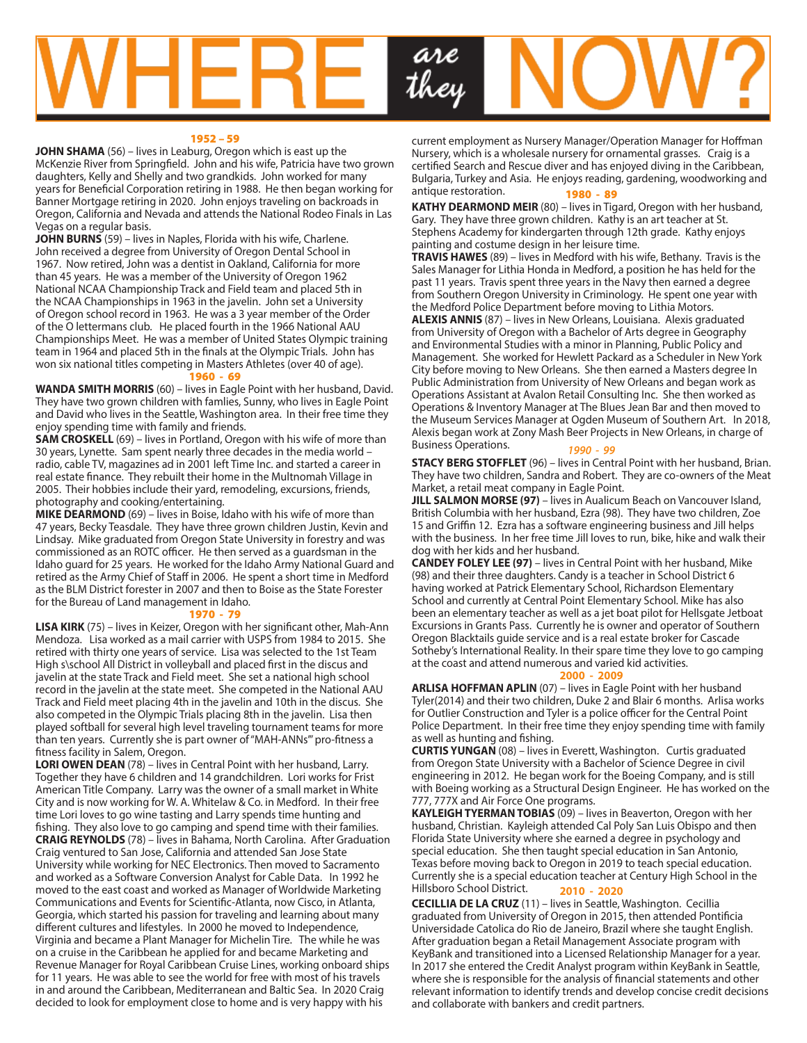# WHERE *are they* NOW?

## 1952 – 59

**JOHN SHAMA** (56) – lives in Leaburg, Oregon which is east up the McKenzie River from Springfield. John and his wife, Patricia have two grown daughters, Kelly and Shelly and two grandkids. John worked for many years for Beneficial Corporation retiring in 1988. He then began working for Banner Mortgage retiring in 2020. John enjoys traveling on backroads in Oregon, California and Nevada and attends the National Rodeo Finals in Las Vegas on a regular basis.

**JOHN BURNS** (59) – lives in Naples, Florida with his wife, Charlene. John received a degree from University of Oregon Dental School in 1967. Now retired, John was a dentist in Oakland, California for more than 45 years. He was a member of the University of Oregon 1962 National NCAA Championship Track and Field team and placed 5th in the NCAA Championships in 1963 in the javelin. John set a University of Oregon school record in 1963. He was a 3 year member of the Order of the O lettermans club. He placed fourth in the 1966 National AAU Championships Meet. He was a member of United States Olympic training team in 1964 and placed 5th in the finals at the Olympic Trials. John has won six national titles competing in Masters Athletes (over 40 of age).

## 1960 - 69

**WANDA SMITH MORRIS** (60) – lives in Eagle Point with her husband, David. They have two grown children with famlies, Sunny, who lives in Eagle Point and David who lives in the Seattle, Washington area. In their free time they enjoy spending time with family and friends.

**SAM CROSKELL** (69) – lives in Portland, Oregon with his wife of more than 30 years, Lynette. Sam spent nearly three decades in the media world – radio, cable TV, magazines ad in 2001 left Time Inc. and started a career in real estate finance. They rebuilt their home in the Multnomah Village in 2005. Their hobbies include their yard, remodeling, excursions, friends, photography and cooking/entertaining.

**MIKE DEARMOND** (69) – lives in Boise, Idaho with his wife of more than 47 years, Becky Teasdale. They have three grown children Justin, Kevin and Lindsay. Mike graduated from Oregon State University in forestry and was commissioned as an ROTC officer. He then served as a guardsman in the Idaho guard for 25 years. He worked for the Idaho Army National Guard and retired as the Army Chief of Staff in 2006. He spent a short time in Medford as the BLM District forester in 2007 and then to Boise as the State Forester for the Bureau of Land management in Idaho.

## 1970 - 79

**LISA KIRK** (75) – lives in Keizer, Oregon with her significant other, Mah-Ann Mendoza. Lisa worked as a mail carrier with USPS from 1984 to 2015. She retired with thirty one years of service. Lisa was selected to the 1st Team High s\school All District in volleyball and placed first in the discus and javelin at the state Track and Field meet. She set a national high school record in the javelin at the state meet. She competed in the National AAU Track and Field meet placing 4th in the javelin and 10th in the discus. She also competed in the Olympic Trials placing 8th in the javelin. Lisa then played softball for several high level traveling tournament teams for more than ten years. Currently she is part owner of "MAH-ANNs'" pro-fitness a fitness facility in Salem, Oregon.

**LORI OWEN DEAN** (78) – lives in Central Point with her husband, Larry. Together they have 6 children and 14 grandchildren. Lori works for Frist American Title Company. Larry was the owner of a small market in White City and is now working for W. A. Whitelaw & Co. in Medford. In their free time Lori loves to go wine tasting and Larry spends time hunting and fishing. They also love to go camping and spend time with their families.

**CRAIG REYNOLDS** (78) – lives in Bahama, North Carolina. After Graduation Craig ventured to San Jose, California and attended San Jose State University while working for NEC Electronics. Then moved to Sacramento and worked as a Software Conversion Analyst for Cable Data. In 1992 he moved to the east coast and worked as Manager of Worldwide Marketing Communications and Events for Scientific-Atlanta, now Cisco, in Atlanta, Georgia, which started his passion for traveling and learning about many different cultures and lifestyles. In 2000 he moved to Independence, Virginia and became a Plant Manager for Michelin Tire. The while he was on a cruise in the Caribbean he applied for and became Marketing and Revenue Manager for Royal Caribbean Cruise Lines, working onboard ships for 11 years. He was able to see the world for free with most of his travels in and around the Caribbean, Mediterranean and Baltic Sea. In 2020 Craig decided to look for employment close to home and is very happy with his current employment as Nursery Manager/Operation Manager for Hoffman Nursery, which is a wholesale nursery for ornamental grasses. Craig is a certified Search and Rescue diver and has enjoyed diving in the Caribbean, Bulgaria, Turkey and Asia. He enjoys reading, gardening, woodworking and antique restoration.

## 1980 - 89

**KATHY DEARMOND MEIR** (80) – lives in Tigard, Oregon with her husband, Gary. They have three grown children. Kathy is an art teacher at St. Stephens Academy for kindergarten through 12th grade. Kathy enjoys painting and costume design in her leisure time.

**TRAVIS HAWES** (89) – lives in Medford with his wife, Bethany. Travis is the Sales Manager for Lithia Honda in Medford, a position he has held for the past 11 years. Travis spent three years in the Navy then earned a degree from Southern Oregon University in Criminology. He spent one year with the Medford Police Department before moving to Lithia Motors.

**ALEXIS ANNIS** (87) – lives in New Orleans, Louisiana. Alexis graduated from University of Oregon with a Bachelor of Arts degree in Geography and Environmental Studies with a minor in Planning, Public Policy and Management. She worked for Hewlett Packard as a Scheduler in New York City before moving to New Orleans. She then earned a Masters degree In Public Administration from University of New Orleans and began work as Operations Assistant at Avalon Retail Consulting Inc. She then worked as Operations & Inventory Manager at The Blues Jean Bar and then moved to the Museum Services Manager at Ogden Museum of Southern Art. In 2018, Alexis began work at Zony Mash Beer Projects in New Orleans, in charge of Business Operations.

## *1990 - 99*

**STACY BERG STOFFLET** (96) – lives in Central Point with her husband, Brian. They have two children, Sandra and Robert. They are co-owners of the Meat Market, a retail meat company in Eagle Point.

**JILL SALMON MORSE (97)** – lives in Aualicum Beach on Vancouver Island, British Columbia with her husband, Ezra (98). They have two children, Zoe 15 and Griffin 12. Ezra has a software engineering business and Jill helps with the business. In her free time Jill loves to run, bike, hike and walk their dog with her kids and her husband.

**CANDEY FOLEY LEE (97)** – lives in Central Point with her husband, Mike (98) and their three daughters. Candy is a teacher in School District 6 having worked at Patrick Elementary School, Richardson Elementary School and currently at Central Point Elementary School. Mike has also been an elementary teacher as well as a jet boat pilot for Hellsgate Jetboat Excursions in Grants Pass. Currently he is owner and operator of Southern Oregon Blacktails guide service and is a real estate broker for Cascade Sotheby's International Reality. In their spare time they love to go camping at the coast and attend numerous and varied kid activities.

## 2000 - 2009

**ARLISA HOFFMAN APLIN** (07) – lives in Eagle Point with her husband Tyler(2014) and their two children, Duke 2 and Blair 6 months. Arlisa works for Outlier Construction and Tyler is a police officer for the Central Point Police Department. In their free time they enjoy spending time with family as well as hunting and fishing.

**CURTIS YUNGAN** (08) – lives in Everett, Washington. Curtis graduated from Oregon State University with a Bachelor of Science Degree in civil engineering in 2012. He began work for the Boeing Company, and is still with Boeing working as a Structural Design Engineer. He has worked on the 777, 777X and Air Force One programs.

**KAYLEIGH TYERMAN TOBIAS** (09) – lives in Beaverton, Oregon with her husband, Christian. Kayleigh attended Cal Poly San Luis Obispo and then Florida State University where she earned a degree in psychology and special education. She then taught special education in San Antonio, Texas before moving back to Oregon in 2019 to teach special education. Currently she is a special education teacher at Century High School in the Hillsboro School District.

## 2010 - 2020

**CECILLIA DE LA CRUZ** (11) – lives in Seattle, Washington. Cecillia graduated from University of Oregon in 2015, then attended Pontificia Universidade Catolica do Rio de Janeiro, Brazil where she taught English. After graduation began a Retail Management Associate program with KeyBank and transitioned into a Licensed Relationship Manager for a year. In 2017 she entered the Credit Analyst program within KeyBank in Seattle, where she is responsible for the analysis of financial statements and other relevant information to identify trends and develop concise credit decisions and collaborate with bankers and credit partners.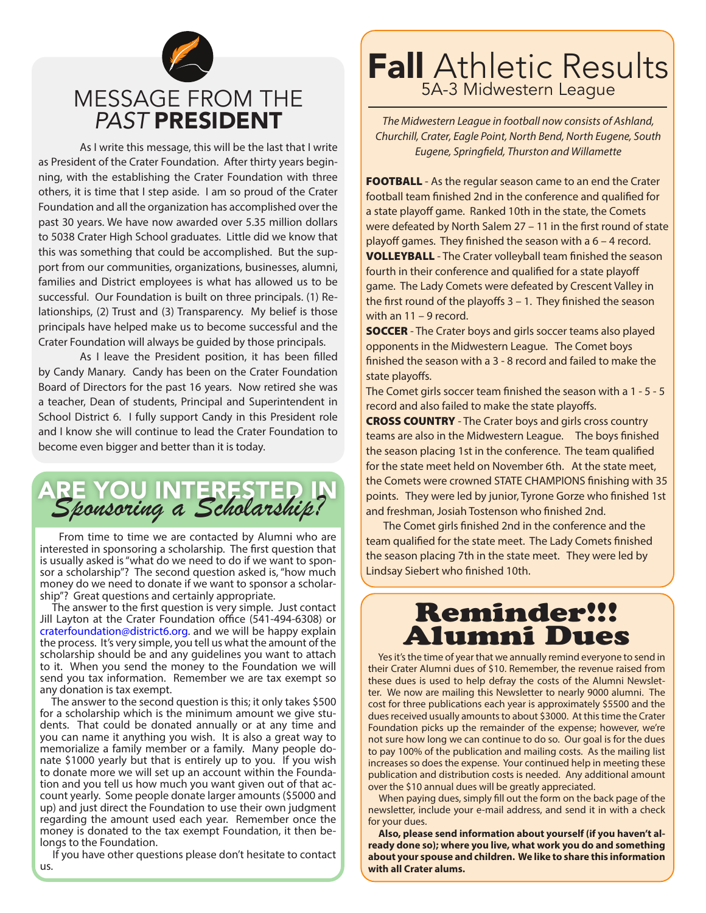# MESSAGE FROM THE *PAST* PRESIDENT

As I write this message, this will be the last that I write as President of the Crater Foundation. After thirty years beginning, with the establishing the Crater Foundation with three others, it is time that I step aside. I am so proud of the Crater Foundation and all the organization has accomplished over the past 30 years. We have now awarded over 5.35 million dollars to 5038 Crater High School graduates. Little did we know that this was something that could be accomplished. But the support from our communities, organizations, businesses, alumni, families and District employees is what has allowed us to be successful. Our Foundation is built on three principals. (1) Relationships, (2) Trust and (3) Transparency. My belief is those principals have helped make us to become successful and the Crater Foundation will always be guided by those principals.

As I leave the President position, it has been filled by Candy Manary. Candy has been on the Crater Foundation Board of Directors for the past 16 years. Now retired she was a teacher, Dean of students, Principal and Superintendent in School District 6. I fully support Candy in this President role and I know she will continue to lead the Crater Foundation to become even bigger and better than it is today.

# ARE YOU INTERESTED IN *Sponsoring a Scholarship?*

From time to time we are contacted by Alumni who are interested in sponsoring a scholarship. The first question that is usually asked is "what do we need to do if we want to sponsor a scholarship"? The second question asked is, "how much money do we need to donate if we want to sponsor a scholarship"? Great questions and certainly appropriate.

The answer to the first question is very simple. Just contact Jill Layton at the Crater Foundation office (541-494-6308) or craterfoundation@district6.org. and we will be happy explain the process. It's very simple, you tell us what the amount of the scholarship should be and any guidelines you want to attach to it. When you send the money to the Foundation we will send you tax information. Remember we are tax exempt so any donation is tax exempt.

The answer to the second question is this; it only takes $500 for a scholarship which is the minimum amount we give students. That could be donated annually or at any time and you can name it anything you wish. It is also a great way to memorialize a family member or a family. Many people donate $1000 yearly but that is entirely up to you. If you wish to donate more we will set up an account within the Foundation and you tell us how much you want given out of that account yearly. Some people donate larger amounts ($5000 and up) and just direct the Foundation to use their own judgment regarding the amount used each year. Remember once the money is donated to the tax exempt Foundation, it then belongs to the Foundation.

If you have other questions please don't hesitate to contact us.

# **Fall** Athletic Results

## 5A-3 Midwestern League

*The Midwestern League in football now consists of Ashland, Churchill, Crater, Eagle Point, North Bend, North Eugene, South Eugene, Springfield, Thurston and Willamette*

**FOOTBALL** - As the regular season came to an end the Crater football team finished 2nd in the conference and qualified for a state playoff game. Ranked 10th in the state, the Comets were defeated by North Salem 27 – 11 in the first round of state playoff games. They finished the season with a 6 – 4 record.

**VOLLEYBALL** - The Crater volleyball team finished the season fourth in their conference and qualified for a state playoff game. The Lady Comets were defeated by Crescent Valley in the first round of the playoffs 3 – 1. They finished the season with an 11 – 9 record.

**SOCCER** - The Crater boys and girls soccer teams also played opponents in the Midwestern League. The Comet boys finished the season with a 3 - 8 record and failed to make the state playoffs.

The Comet girls soccer team finished the season with a 1 - 5 - 5 record and also failed to make the state playoffs.

**CROSS COUNTRY** - The Crater boys and girls cross country teams are also in the Midwestern League. The boys finished the season placing 1st in the conference. The team qualified for the state meet held on November 6th. At the state meet, the Comets were crowned STATE CHAMPIONS finishing with 35 points. They were led by junior, Tyrone Gorze who finished 1st and freshman, Josiah Tostenson who finished 2nd.

The Comet girls finished 2nd in the conference and the team qualified for the state meet. The Lady Comets finished the season placing 7th in the state meet. They were led by Lindsay Siebert who finished 10th.

# Reminder!!! Alumni Dues

Yes it's the time of year that we annually remind everyone to send in their Crater Alumni dues of $10. Remember, the revenue raised from these dues is used to help defray the costs of the Alumni Newsletter. We now are mailing this Newsletter to nearly 9000 alumni. The cost for three publications each year is approximately $5500 and the dues received usually amounts to about $3000. At this time the Crater Foundation picks up the remainder of the expense; however, we're not sure how long we can continue to do so. Our goal is for the dues to pay 100% of the publication and mailing costs. As the mailing list increases so does the expense. Your continued help in meeting these publication and distribution costs is needed. Any additional amount over the $10 annual dues will be greatly appreciated.

When paying dues, simply fill out the form on the back page of the newsletter, include your e-mail address, and send it in with a check for your dues.

**Also, please send information about yourself (if you haven't already done so); where you live, what work you do and something about your spouse and children. We like to share this information with all Crater alums.**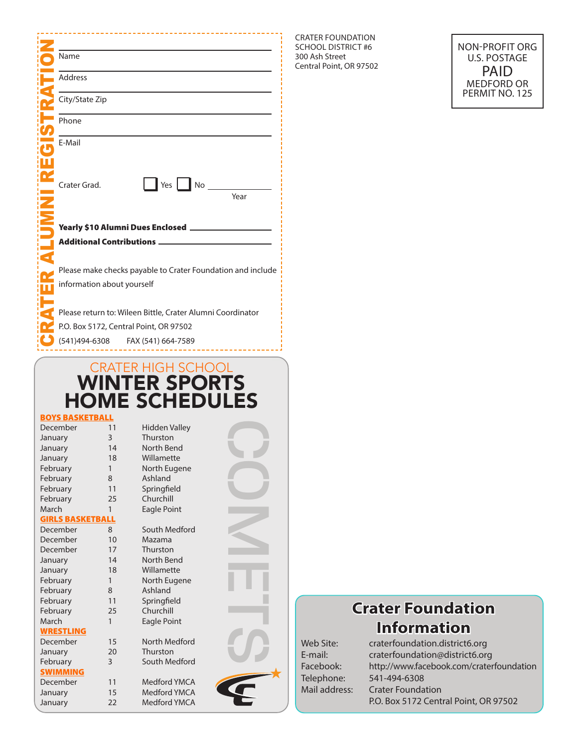## CRATER ALUMNI REGISTRATION

Name

Address

City/State Zip

Phone

E-Mail

Crater Grad. ☐ Yes ☐ No ____________ Year

**Yearly $10 Alumni Dues Enclosed** ____________

**Additional Contributions** ____________

Please make checks payable to Crater Foundation and include information about yourself

Please return to: Wileen Bittle, Crater Alumni Coordinator
P.O. Box 5172, Central Point, OR 97502
(541)494-6308 FAX (541) 664-7589

CRATER FOUNDATION
SCHOOL DISTRICT #6
300 Ash Street
Central Point, OR 97502

NON-PROFIT ORG
U.S. POSTAGE
PAID
MEDFORD OR
PERMIT NO. 125

# CRATER HIGH SCHOOL WINTER SPORTS HOME SCHEDULES

COMETS

**BOYS BASKETBALL**

| | | |
|---|---|---|
| December | 11 | Hidden Valley |
| January | 3 | Thurston |
| January | 14 | North Bend |
| January | 18 | Willamette |
| February | 1 | North Eugene |
| February | 8 | Ashland |
| February | 11 | Springfield |
| February | 25 | Churchill |
| March | 1 | Eagle Point |

**GIRLS BASKETBALL**

| | | |
|---|---|---|
| December | 8 | South Medford |
| December | 10 | Mazama |
| December | 17 | Thurston |
| January | 14 | North Bend |
| January | 18 | Willamette |
| February | 1 | North Eugene |
| February | 8 | Ashland |
| February | 11 | Springfield |
| February | 25 | Churchill |
| March | 1 | Eagle Point |

**WRESTLING**

| | | |
|---|---|---|
| December | 15 | North Medford |
| January | 20 | Thurston |
| February | 3 | South Medford |

**SWIMMING**

| | | |
|---|---|---|
| December | 11 | Medford YMCA |
| January | 15 | Medford YMCA |
| January | 22 | Medford YMCA |

## Crater Foundation Information

| | |
|---|---|
| Web Site: | craterfoundation.district6.org |
| E-mail: | craterfoundation@district6.org |
| Facebook: | http://www.facebook.com/craterfoundation |
| Telephone: | 541-494-6308 |
| Mail address: | Crater Foundation<br>P.O. Box 5172 Central Point, OR 97502 |